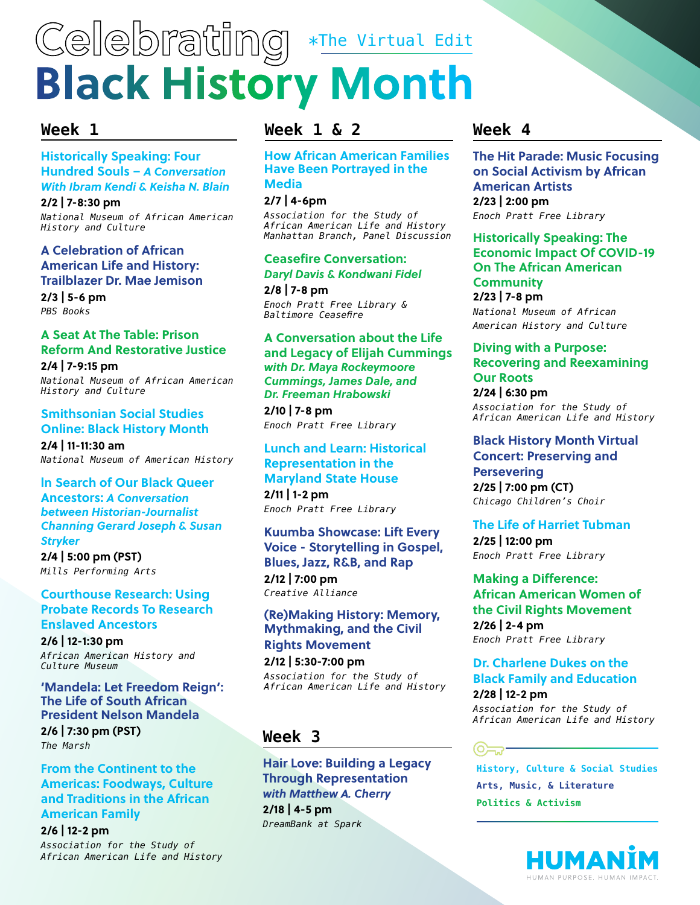# Celebrating Black History Month

*The Virtual Edit

## Week 1

### Historically Speaking: Four Hundred Souls – *A Conversation With Ibram Kendi & Keisha N. Blain*

**2/2 | 7-8:30 pm**
*National Museum of African American History and Culture*

### A Celebration of African American Life and History: Trailblazer Dr. Mae Jemison

**2/3 | 5-6 pm**
*PBS Books*

### A Seat At The Table: Prison Reform And Restorative Justice

**2/4 | 7-9:15 pm**
*National Museum of African American History and Culture*

### Smithsonian Social Studies Online: Black History Month

**2/4 | 11-11:30 am**
*National Museum of American History*

### In Search of Our Black Queer Ancestors: *A Conversation between Historian-Journalist Channing Gerard Joseph & Susan Stryker*

**2/4 | 5:00 pm (PST)**
*Mills Performing Arts*

### Courthouse Research: Using Probate Records To Research Enslaved Ancestors

**2/6 | 12-1:30 pm**
*African American History and Culture Museum*

### 'Mandela: Let Freedom Reign': The Life of South African President Nelson Mandela

**2/6 | 7:30 pm (PST)**
*The Marsh*

### From the Continent to the Americas: Foodways, Culture and Traditions in the African American Family

**2/6 | 12-2 pm**
*Association for the Study of African American Life and History*

## Week 1 & 2

### How African American Families Have Been Portrayed in the Media

**2/7 | 4-6pm**
*Association for the Study of African American Life and History Manhattan Branch, Panel Discussion*

### Ceasefire Conversation: *Daryl Davis & Kondwani Fidel*

**2/8 | 7-8 pm**
*Enoch Pratt Free Library & Baltimore Ceasefire*

### A Conversation about the Life and Legacy of Elijah Cummings *with Dr. Maya Rockeymoore Cummings, James Dale, and Dr. Freeman Hrabowski*

**2/10 | 7-8 pm**
*Enoch Pratt Free Library*

### Lunch and Learn: Historical Representation in the Maryland State House

**2/11 | 1-2 pm**
*Enoch Pratt Free Library*

### Kuumba Showcase: Lift Every Voice - Storytelling in Gospel, Blues, Jazz, R&B, and Rap

**2/12 | 7:00 pm**
*Creative Alliance*

### (Re)Making History: Memory, Mythmaking, and the Civil Rights Movement

**2/12 | 5:30-7:00 pm**
*Association for the Study of African American Life and History*

## Week 3

### Hair Love: Building a Legacy Through Representation *with Matthew A. Cherry*

**2/18 | 4-5 pm**
*DreamBank at Spark*

## Week 4

### The Hit Parade: Music Focusing on Social Activism by African American Artists

**2/23 | 2:00 pm**
*Enoch Pratt Free Library*

### Historically Speaking: The Economic Impact Of COVID-19 On The African American Community

**2/23 | 7-8 pm**
*National Museum of African American History and Culture*

### Diving with a Purpose: Recovering and Reexamining Our Roots

**2/24 | 6:30 pm**
*Association for the Study of African American Life and History*

### Black History Month Virtual Concert: Preserving and Persevering

**2/25 | 7:00 pm (CT)**
*Chicago Children's Choir*

### The Life of Harriet Tubman

**2/25 | 12:00 pm**
*Enoch Pratt Free Library*

### Making a Difference: African American Women of the Civil Rights Movement

**2/26 | 2-4 pm**
*Enoch Pratt Free Library*

### Dr. Charlene Dukes on the Black Family and Education

**2/28 | 12-2 pm**
*Association for the Study of African American Life and History*

History, Culture & Social Studies
Arts, Music, & Literature
Politics & Activism

HUMANIM
HUMAN PURPOSE. HUMAN IMPACT.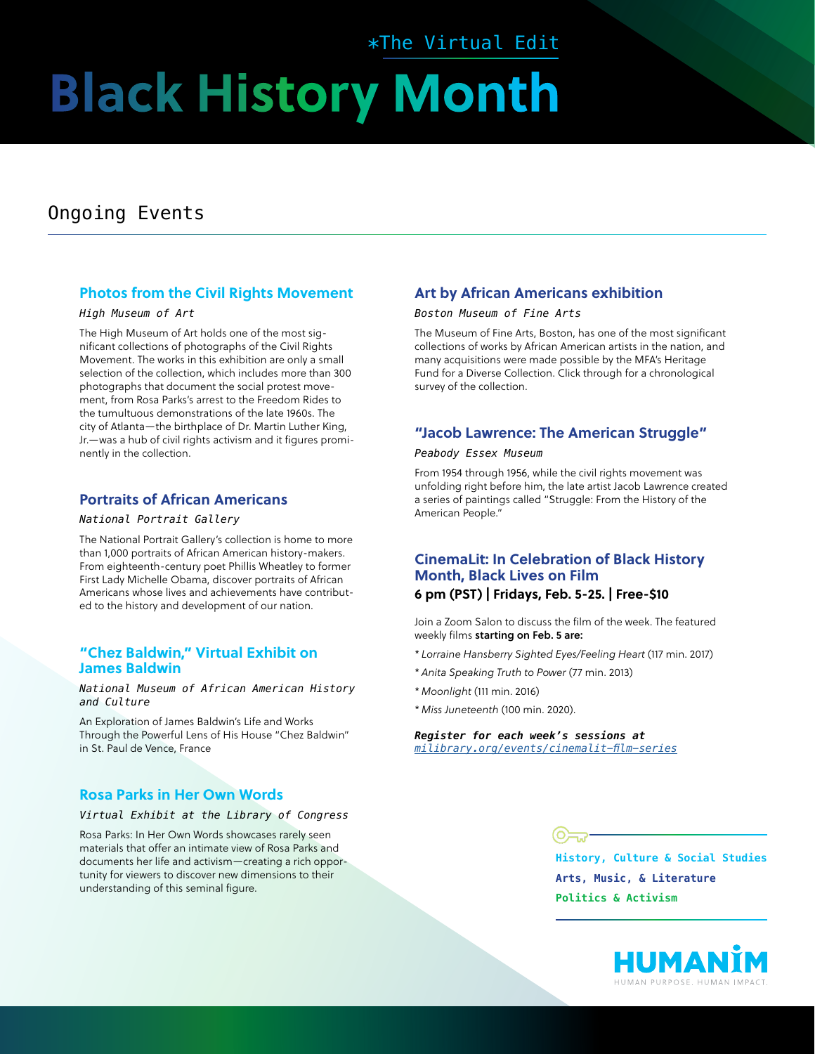*The Virtual Edit

# Black History Month

## Ongoing Events

### Photos from the Civil Rights Movement

*High Museum of Art*

The High Museum of Art holds one of the most significant collections of photographs of the Civil Rights Movement. The works in this exhibition are only a small selection of the collection, which includes more than 300 photographs that document the social protest movement, from Rosa Parks's arrest to the Freedom Rides to the tumultuous demonstrations of the late 1960s. The city of Atlanta—the birthplace of Dr. Martin Luther King, Jr.—was a hub of civil rights activism and it figures prominently in the collection.

### Portraits of African Americans

*National Portrait Gallery*

The National Portrait Gallery's collection is home to more than 1,000 portraits of African American history-makers. From eighteenth-century poet Phillis Wheatley to former First Lady Michelle Obama, discover portraits of African Americans whose lives and achievements have contributed to the history and development of our nation.

### "Chez Baldwin," Virtual Exhibit on James Baldwin

*National Museum of African American History and Culture*

An Exploration of James Baldwin's Life and Works Through the Powerful Lens of His House "Chez Baldwin" in St. Paul de Vence, France

### Rosa Parks in Her Own Words

*Virtual Exhibit at the Library of Congress*

Rosa Parks: In Her Own Words showcases rarely seen materials that offer an intimate view of Rosa Parks and documents her life and activism—creating a rich opportunity for viewers to discover new dimensions to their understanding of this seminal figure.

### Art by African Americans exhibition

*Boston Museum of Fine Arts*

The Museum of Fine Arts, Boston, has one of the most significant collections of works by African American artists in the nation, and many acquisitions were made possible by the MFA's Heritage Fund for a Diverse Collection. Click through for a chronological survey of the collection.

### "Jacob Lawrence: The American Struggle"

*Peabody Essex Museum*

From 1954 through 1956, while the civil rights movement was unfolding right before him, the late artist Jacob Lawrence created a series of paintings called "Struggle: From the History of the American People."

### CinemaLit: In Celebration of Black History Month, Black Lives on Film

**6 pm (PST) | Fridays, Feb. 5-25. | Free-$10**

Join a Zoom Salon to discuss the film of the week. The featured weekly films **starting on Feb. 5 are:**

* *Lorraine Hansberry Sighted Eyes/Feeling Heart* (117 min. 2017)
* *Anita Speaking Truth to Power* (77 min. 2013)
* *Moonlight* (111 min. 2016)
* *Miss Juneteenth* (100 min. 2020).

***Register for each week's sessions at***
*milibrary.org/events/cinemalit-film-series*

History, Culture & Social Studies
Arts, Music, & Literature
Politics & Activism

HUMANIM
HUMAN PURPOSE. HUMAN IMPACT.